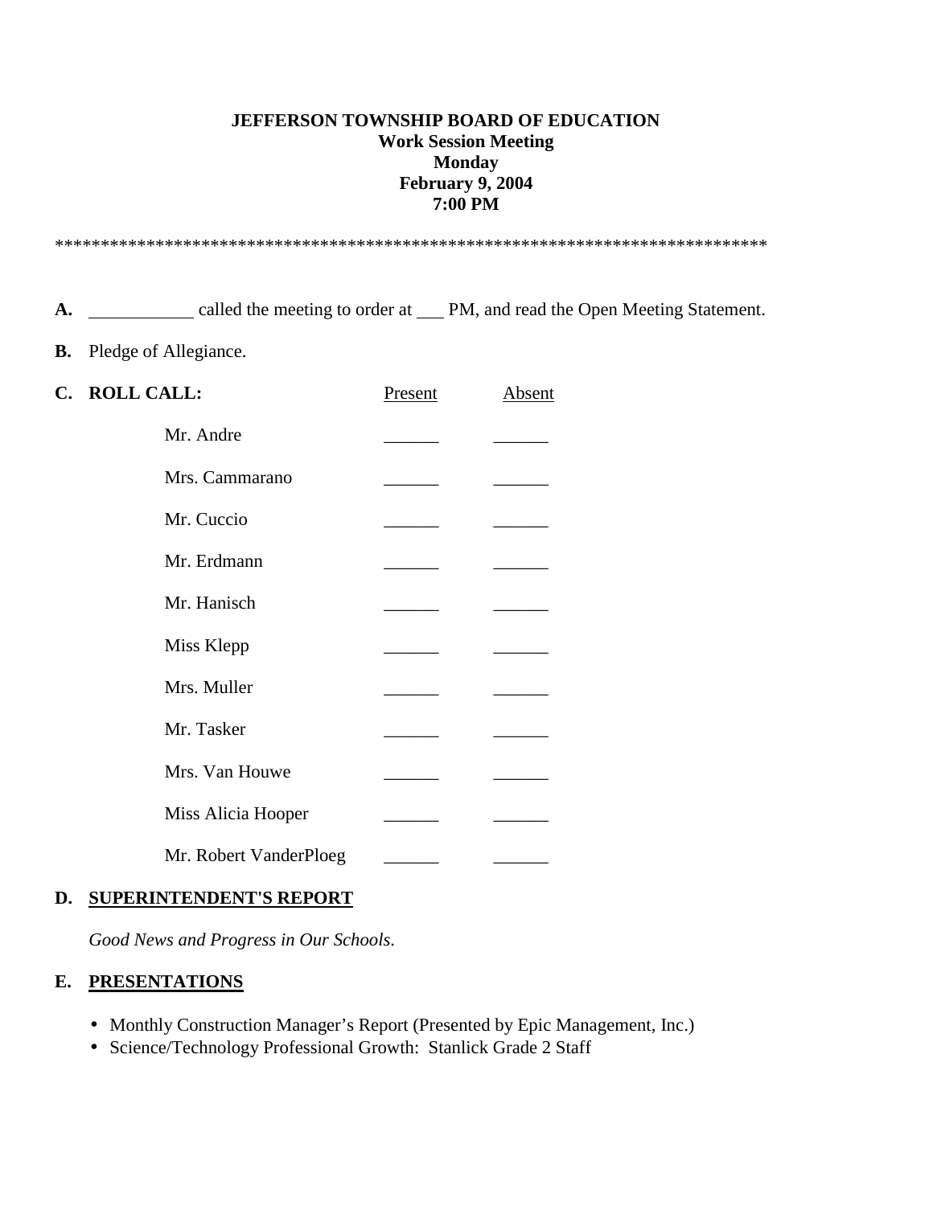**JEFFERSON TOWNSHIP BOARD OF EDUCATION**
**Work Session Meeting**
**Monday**
**February 9, 2004**
**7:00 PM**

*******************************************************************************

**A.** ___________ called the meeting to order at ___ PM, and read the Open Meeting Statement.

**B.** Pledge of Allegiance.

**C. ROLL CALL:**

| | Present | Absent |
|---|---|---|
| Mr. Andre | ______ | ______ |
| Mrs. Cammarano | ______ | ______ |
| Mr. Cuccio | ______ | ______ |
| Mr. Erdmann | ______ | ______ |
| Mr. Hanisch | ______ | ______ |
| Miss Klepp | ______ | ______ |
| Mrs. Muller | ______ | ______ |
| Mr. Tasker | ______ | ______ |
| Mrs. Van Houwe | ______ | ______ |
| Miss Alicia Hooper | ______ | ______ |
| Mr. Robert VanderPloeg | ______ | ______ |

**D. SUPERINTENDENT'S REPORT**

*Good News and Progress in Our Schools.*

**E. PRESENTATIONS**

- Monthly Construction Manager's Report (Presented by Epic Management, Inc.)
- Science/Technology Professional Growth: Stanlick Grade 2 Staff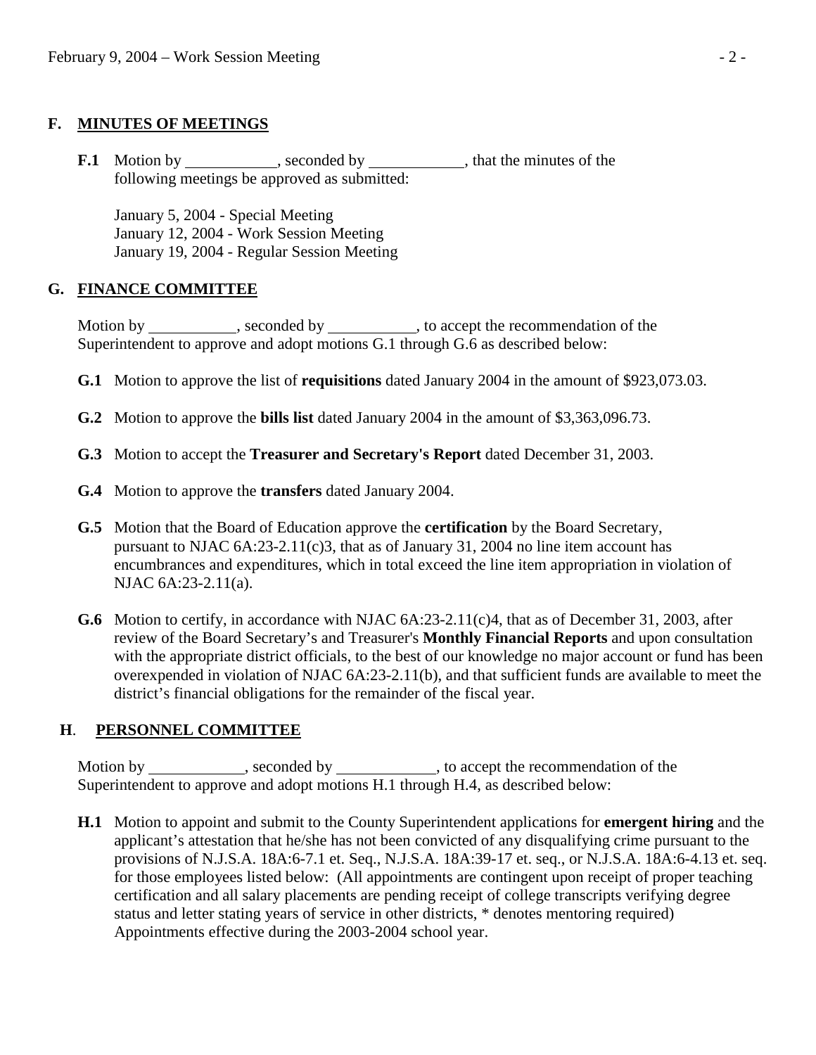## F. MINUTES OF MEETINGS

**F.1** Motion by \_\_\_\_\_\_\_\_\_\_\_, seconded by \_\_\_\_\_\_\_\_\_\_\_, that the minutes of the following meetings be approved as submitted:

January 5, 2004 - Special Meeting
January 12, 2004 - Work Session Meeting
January 19, 2004 - Regular Session Meeting

## G. FINANCE COMMITTEE

Motion by \_\_\_\_\_\_\_\_\_\_\_, seconded by \_\_\_\_\_\_\_\_\_\_\_, to accept the recommendation of the Superintendent to approve and adopt motions G.1 through G.6 as described below:

**G.1** Motion to approve the list of **requisitions** dated January 2004 in the amount of $923,073.03.

**G.2** Motion to approve the **bills list** dated January 2004 in the amount of $3,363,096.73.

**G.3** Motion to accept the **Treasurer and Secretary's Report** dated December 31, 2003.

**G.4** Motion to approve the **transfers** dated January 2004.

**G.5** Motion that the Board of Education approve the **certification** by the Board Secretary, pursuant to NJAC 6A:23-2.11(c)3, that as of January 31, 2004 no line item account has encumbrances and expenditures, which in total exceed the line item appropriation in violation of NJAC 6A:23-2.11(a).

**G.6** Motion to certify, in accordance with NJAC 6A:23-2.11(c)4, that as of December 31, 2003, after review of the Board Secretary's and Treasurer's **Monthly Financial Reports** and upon consultation with the appropriate district officials, to the best of our knowledge no major account or fund has been overexpended in violation of NJAC 6A:23-2.11(b), and that sufficient funds are available to meet the district's financial obligations for the remainder of the fiscal year.

## H. PERSONNEL COMMITTEE

Motion by \_\_\_\_\_\_\_\_\_\_\_, seconded by \_\_\_\_\_\_\_\_\_\_\_, to accept the recommendation of the Superintendent to approve and adopt motions H.1 through H.4, as described below:

**H.1** Motion to appoint and submit to the County Superintendent applications for **emergent hiring** and the applicant's attestation that he/she has not been convicted of any disqualifying crime pursuant to the provisions of N.J.S.A. 18A:6-7.1 et. Seq., N.J.S.A. 18A:39-17 et. seq., or N.J.S.A. 18A:6-4.13 et. seq. for those employees listed below: (All appointments are contingent upon receipt of proper teaching certification and all salary placements are pending receipt of college transcripts verifying degree status and letter stating years of service in other districts, * denotes mentoring required) Appointments effective during the 2003-2004 school year.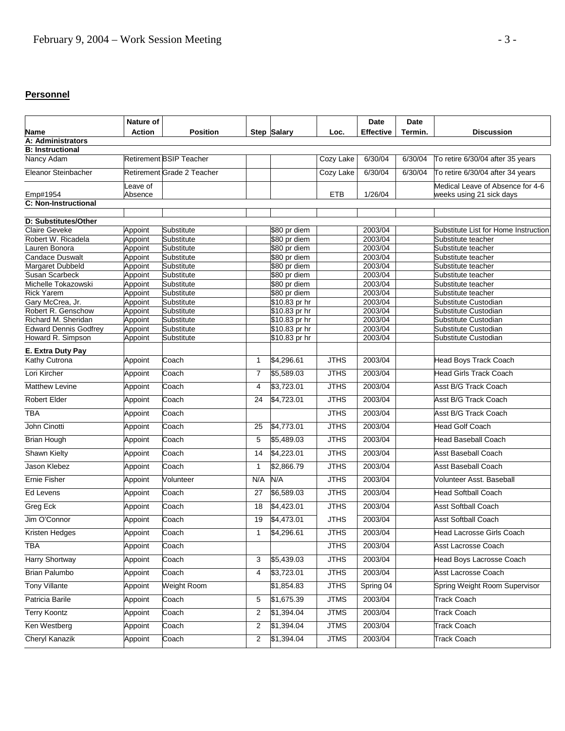## Personnel

| Name | Nature of Action | Position | Step | Salary | Loc. | Date Effective | Date Termin. | Discussion |
|---|---|---|---|---|---|---|---|---|
| **A: Administrators** | | | | | | | | |
| **B: Instructional** | | | | | | | | |
| Nancy Adam | Retirement | BSIP Teacher | | | Cozy Lake | 6/30/04 | 6/30/04 | To retire 6/30/04 after 35 years |
| Eleanor Steinbacher | Retirement | Grade 2 Teacher | | | Cozy Lake | 6/30/04 | 6/30/04 | To retire 6/30/04 after 34 years |
| Emp#1954 | Leave of Absence | | | | ETB | 1/26/04 | | Medical Leave of Absence for 4-6 weeks using 21 sick days |
| **C: Non-Instructional** | | | | | | | | |
| | | | | | | | | |
| **D: Substitutes/Other** | | | | | | | | |
| Claire Geveke | Appoint | Substitute | | $80 pr diem | | 2003/04 | | Substitute List for Home Instruction |
| Robert W. Ricadela | Appoint | Substitute | | $80 pr diem | | 2003/04 | | Substitute teacher |
| Lauren Bonora | Appoint | Substitute | | $80 pr diem | | 2003/04 | | Substitute teacher |
| Candace Duswalt | Appoint | Substitute | | $80 pr diem | | 2003/04 | | Substitute teacher |
| Margaret Dubbeld | Appoint | Substitute | | $80 pr diem | | 2003/04 | | Substitute teacher |
| Susan Scarbeck | Appoint | Substitute | | $80 pr diem | | 2003/04 | | Substitute teacher |
| Michelle Tokazowski | Appoint | Substitute | | $80 pr diem | | 2003/04 | | Substitute teacher |
| Rick Yarem | Appoint | Substitute | | $80 pr diem | | 2003/04 | | Substitute teacher |
| Gary McCrea, Jr. | Appoint | Substitute | | $10.83 pr hr | | 2003/04 | | Substitute Custodian |
| Robert R. Genschow | Appoint | Substitute | | $10.83 pr hr | | 2003/04 | | Substitute Custodian |
| Richard M. Sheridan | Appoint | Substitute | | $10.83 pr hr | | 2003/04 | | Substitute Custodian |
| Edward Dennis Godfrey | Appoint | Substitute | | $10.83 pr hr | | 2003/04 | | Substitute Custodian |
| Howard R. Simpson | Appoint | Substitute | | $10.83 pr hr | | 2003/04 | | Substitute Custodian |
| **E. Extra Duty Pay** | | | | | | | | |
| Kathy Cutrona | Appoint | Coach | 1 | $4,296.61 | JTHS | 2003/04 | | Head Boys Track Coach |
| Lori Kircher | Appoint | Coach | 7 | $5,589.03 | JTHS | 2003/04 | | Head Girls Track Coach |
| Matthew Levine | Appoint | Coach | 4 | $3,723.01 | JTHS | 2003/04 | | Asst B/G Track Coach |
| Robert Elder | Appoint | Coach | 24 | $4,723.01 | JTHS | 2003/04 | | Asst B/G Track Coach |
| TBA | Appoint | Coach | | | JTHS | 2003/04 | | Asst B/G Track Coach |
| John Cinotti | Appoint | Coach | 25 | $4,773.01 | JTHS | 2003/04 | | Head Golf Coach |
| Brian Hough | Appoint | Coach | 5 | $5,489.03 | JTHS | 2003/04 | | Head Baseball Coach |
| Shawn Kielty | Appoint | Coach | 14 | $4,223.01 | JTHS | 2003/04 | | Asst Baseball Coach |
| Jason Klebez | Appoint | Coach | 1 | $2,866.79 | JTHS | 2003/04 | | Asst Baseball Coach |
| Ernie Fisher | Appoint | Volunteer | N/A | N/A | JTHS | 2003/04 | | Volunteer Asst. Baseball |
| Ed Levens | Appoint | Coach | 27 | $6,589.03 | JTHS | 2003/04 | | Head Softball Coach |
| Greg Eck | Appoint | Coach | 18 | $4,423.01 | JTHS | 2003/04 | | Asst Softball Coach |
| Jim O'Connor | Appoint | Coach | 19 | $4,473.01 | JTHS | 2003/04 | | Asst Softball Coach |
| Kristen Hedges | Appoint | Coach | 1 | $4,296.61 | JTHS | 2003/04 | | Head Lacrosse Girls Coach |
| TBA | Appoint | Coach | | | JTHS | 2003/04 | | Asst Lacrosse Coach |
| Harry Shortway | Appoint | Coach | 3 | $5,439.03 | JTHS | 2003/04 | | Head Boys Lacrosse Coach |
| Brian Palumbo | Appoint | Coach | 4 | $3,723.01 | JTHS | 2003/04 | | Asst Lacrosse Coach |
| Tony Villante | Appoint | Weight Room | | $1,854.83 | JTHS | Spring 04 | | Spring Weight Room Supervisor |
| Patricia Barile | Appoint | Coach | 5 | $1,675.39 | JTMS | 2003/04 | | Track Coach |
| Terry Koontz | Appoint | Coach | 2 | $1,394.04 | JTMS | 2003/04 | | Track Coach |
| Ken Westberg | Appoint | Coach | 2 | $1,394.04 | JTMS | 2003/04 | | Track Coach |
| Cheryl Kanazik | Appoint | Coach | 2 | $1,394.04 | JTMS | 2003/04 | | Track Coach |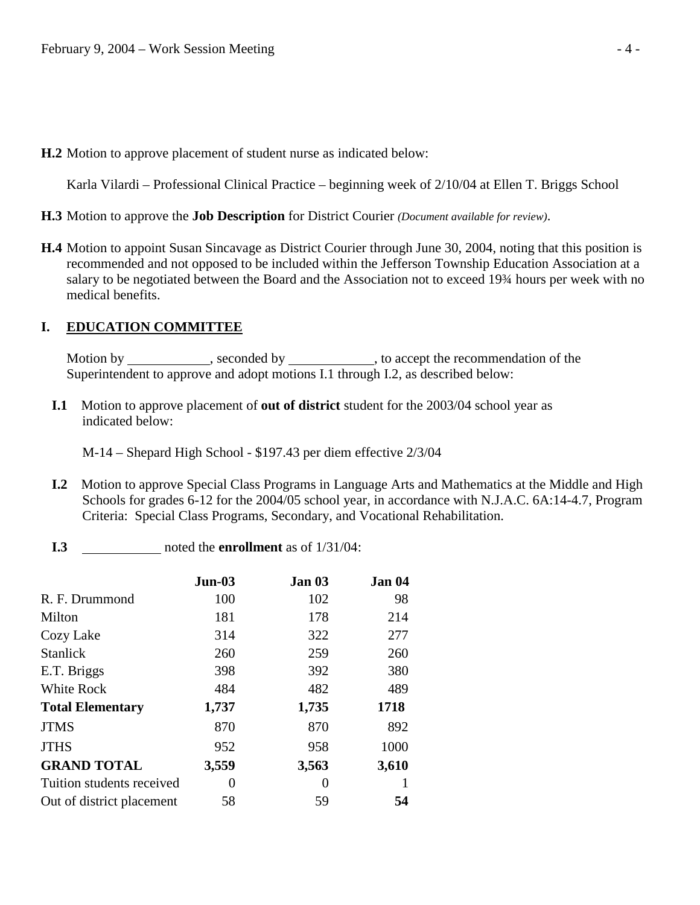**H.2** Motion to approve placement of student nurse as indicated below:

Karla Vilardi – Professional Clinical Practice – beginning week of 2/10/04 at Ellen T. Briggs School

**H.3** Motion to approve the **Job Description** for District Courier *(Document available for review)*.

**H.4** Motion to appoint Susan Sincavage as District Courier through June 30, 2004, noting that this position is recommended and not opposed to be included within the Jefferson Township Education Association at a salary to be negotiated between the Board and the Association not to exceed 19¾ hours per week with no medical benefits.

## I. EDUCATION COMMITTEE

Motion by ____________, seconded by ____________, to accept the recommendation of the Superintendent to approve and adopt motions I.1 through I.2, as described below:

**I.1** Motion to approve placement of **out of district** student for the 2003/04 school year as indicated below:

M-14 – Shepard High School - $197.43 per diem effective 2/3/04

**I.2** Motion to approve Special Class Programs in Language Arts and Mathematics at the Middle and High Schools for grades 6-12 for the 2004/05 school year, in accordance with N.J.A.C. 6A:14-4.7, Program Criteria: Special Class Programs, Secondary, and Vocational Rehabilitation.

**I.3** ___________ noted the **enrollment** as of 1/31/04:

| | **Jun-03** | **Jan 03** | **Jan 04** |
|---|---|---|---|
| R. F. Drummond | 100 | 102 | 98 |
| Milton | 181 | 178 | 214 |
| Cozy Lake | 314 | 322 | 277 |
| Stanlick | 260 | 259 | 260 |
| E.T. Briggs | 398 | 392 | 380 |
| White Rock | 484 | 482 | 489 |
| **Total Elementary** | **1,737** | **1,735** | **1718** |
| JTMS | 870 | 870 | 892 |
| JTHS | 952 | 958 | 1000 |
| **GRAND TOTAL** | **3,559** | **3,563** | **3,610** |
| Tuition students received | 0 | 0 | 1 |
| Out of district placement | 58 | 59 | **54** |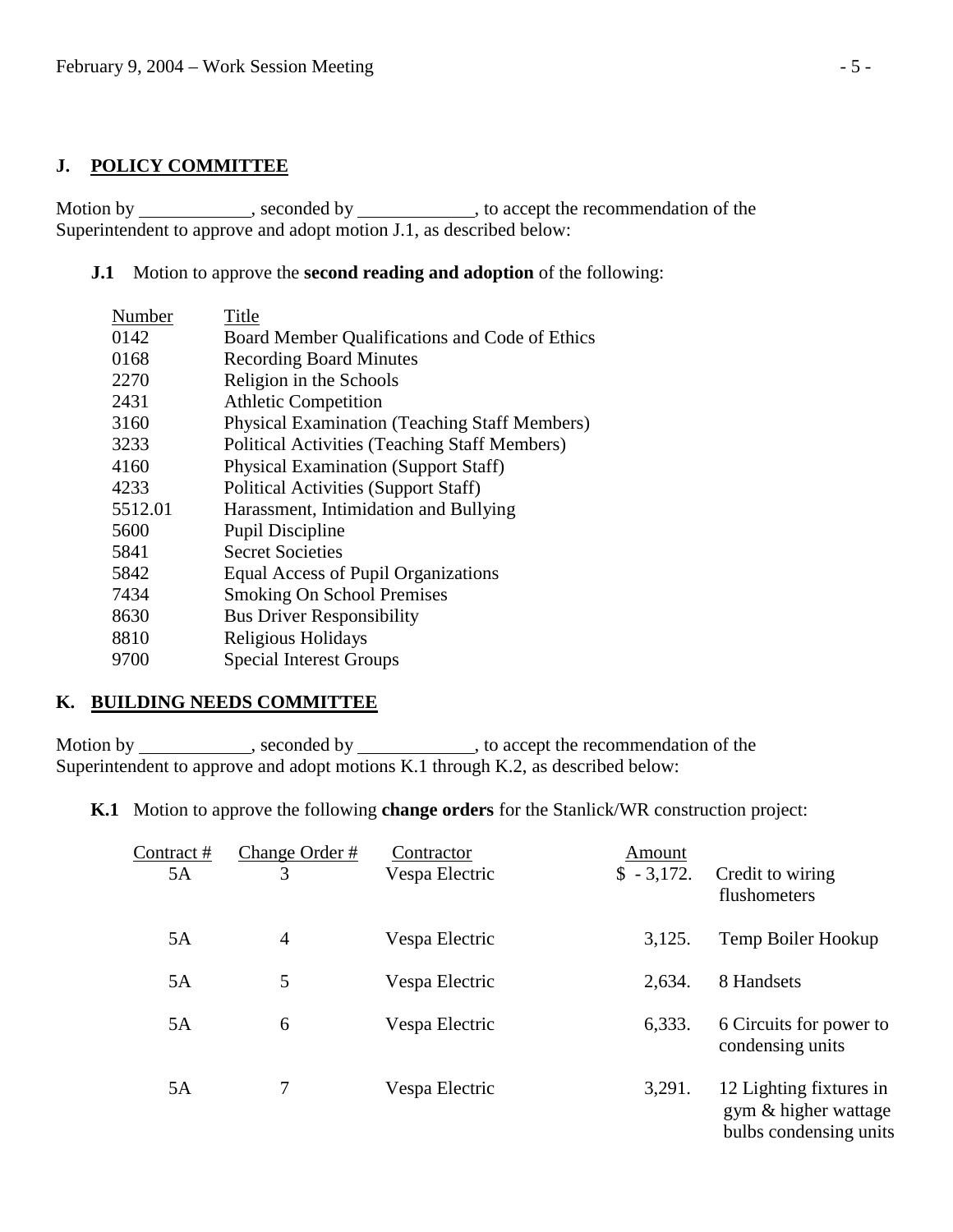## J. POLICY COMMITTEE

Motion by ____________, seconded by ____________, to accept the recommendation of the Superintendent to approve and adopt motion J.1, as described below:

**J.1** Motion to approve the **second reading and adoption** of the following:

| Number | Title |
|---|---|
| 0142 | Board Member Qualifications and Code of Ethics |
| 0168 | Recording Board Minutes |
| 2270 | Religion in the Schools |
| 2431 | Athletic Competition |
| 3160 | Physical Examination (Teaching Staff Members) |
| 3233 | Political Activities (Teaching Staff Members) |
| 4160 | Physical Examination (Support Staff) |
| 4233 | Political Activities (Support Staff) |
| 5512.01 | Harassment, Intimidation and Bullying |
| 5600 | Pupil Discipline |
| 5841 | Secret Societies |
| 5842 | Equal Access of Pupil Organizations |
| 7434 | Smoking On School Premises |
| 8630 | Bus Driver Responsibility |
| 8810 | Religious Holidays |
| 9700 | Special Interest Groups |

## K. BUILDING NEEDS COMMITTEE

Motion by ____________, seconded by ____________, to accept the recommendation of the Superintendent to approve and adopt motions K.1 through K.2, as described below:

**K.1** Motion to approve the following **change orders** for the Stanlick/WR construction project:

| Contract # | Change Order # | Contractor | Amount | |
|---|---|---|---|---|
| 5A | 3 | Vespa Electric | $ - 3,172. | Credit to wiring flushometers |
| 5A | 4 | Vespa Electric | 3,125. | Temp Boiler Hookup |
| 5A | 5 | Vespa Electric | 2,634. | 8 Handsets |
| 5A | 6 | Vespa Electric | 6,333. | 6 Circuits for power to condensing units |
| 5A | 7 | Vespa Electric | 3,291. | 12 Lighting fixtures in gym & higher wattage bulbs condensing units |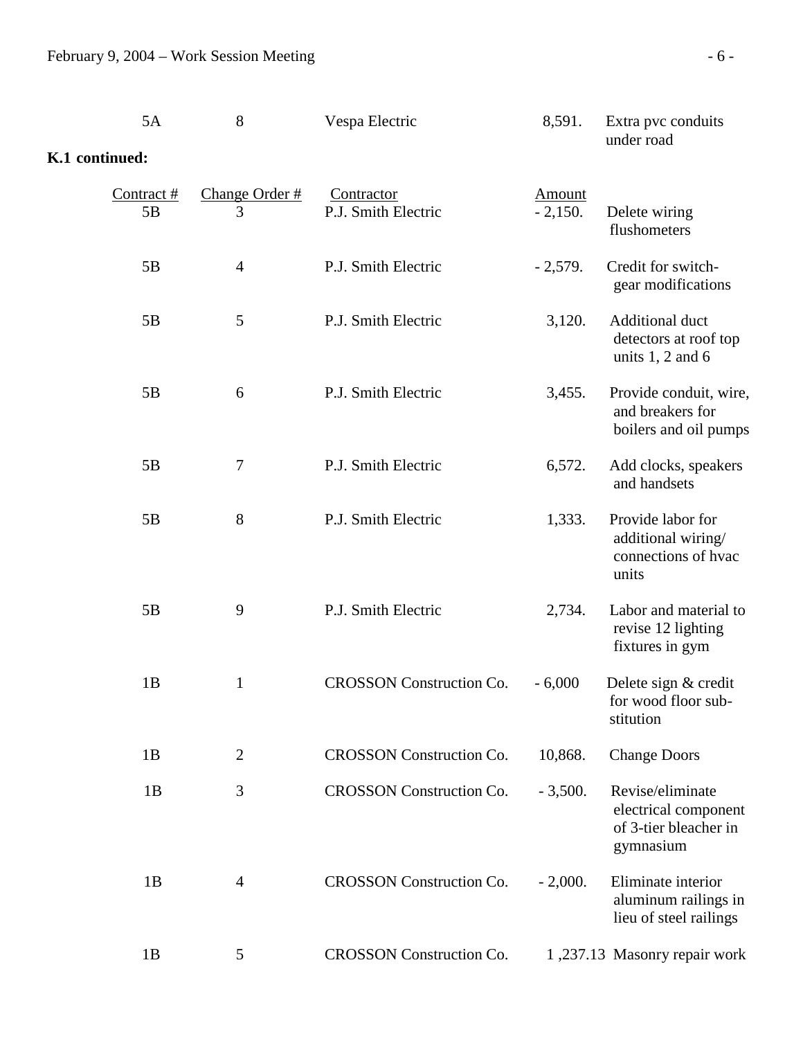| | | | | |
|---|---|---|---|---|
| 5A | 8 | Vespa Electric | 8,591. | Extra pvc conduits under road |

**K.1 continued:**

| Contract # | Change Order # | Contractor | Amount | |
|---|---|---|---|---|
| 5B | 3 | P.J. Smith Electric | - 2,150. | Delete wiring flushometers |
| 5B | 4 | P.J. Smith Electric | - 2,579. | Credit for switch-gear modifications |
| 5B | 5 | P.J. Smith Electric | 3,120. | Additional duct detectors at roof top units 1, 2 and 6 |
| 5B | 6 | P.J. Smith Electric | 3,455. | Provide conduit, wire, and breakers for boilers and oil pumps |
| 5B | 7 | P.J. Smith Electric | 6,572. | Add clocks, speakers and handsets |
| 5B | 8 | P.J. Smith Electric | 1,333. | Provide labor for additional wiring/ connections of hvac units |
| 5B | 9 | P.J. Smith Electric | 2,734. | Labor and material to revise 12 lighting fixtures in gym |
| 1B | 1 | CROSSON Construction Co. | - 6,000 | Delete sign & credit for wood floor sub-stitution |
| 1B | 2 | CROSSON Construction Co. | 10,868. | Change Doors |
| 1B | 3 | CROSSON Construction Co. | - 3,500. | Revise/eliminate electrical component of 3-tier bleacher in gymnasium |
| 1B | 4 | CROSSON Construction Co. | - 2,000. | Eliminate interior aluminum railings in lieu of steel railings |
| 1B | 5 | CROSSON Construction Co. | 1 ,237.13 | Masonry repair work |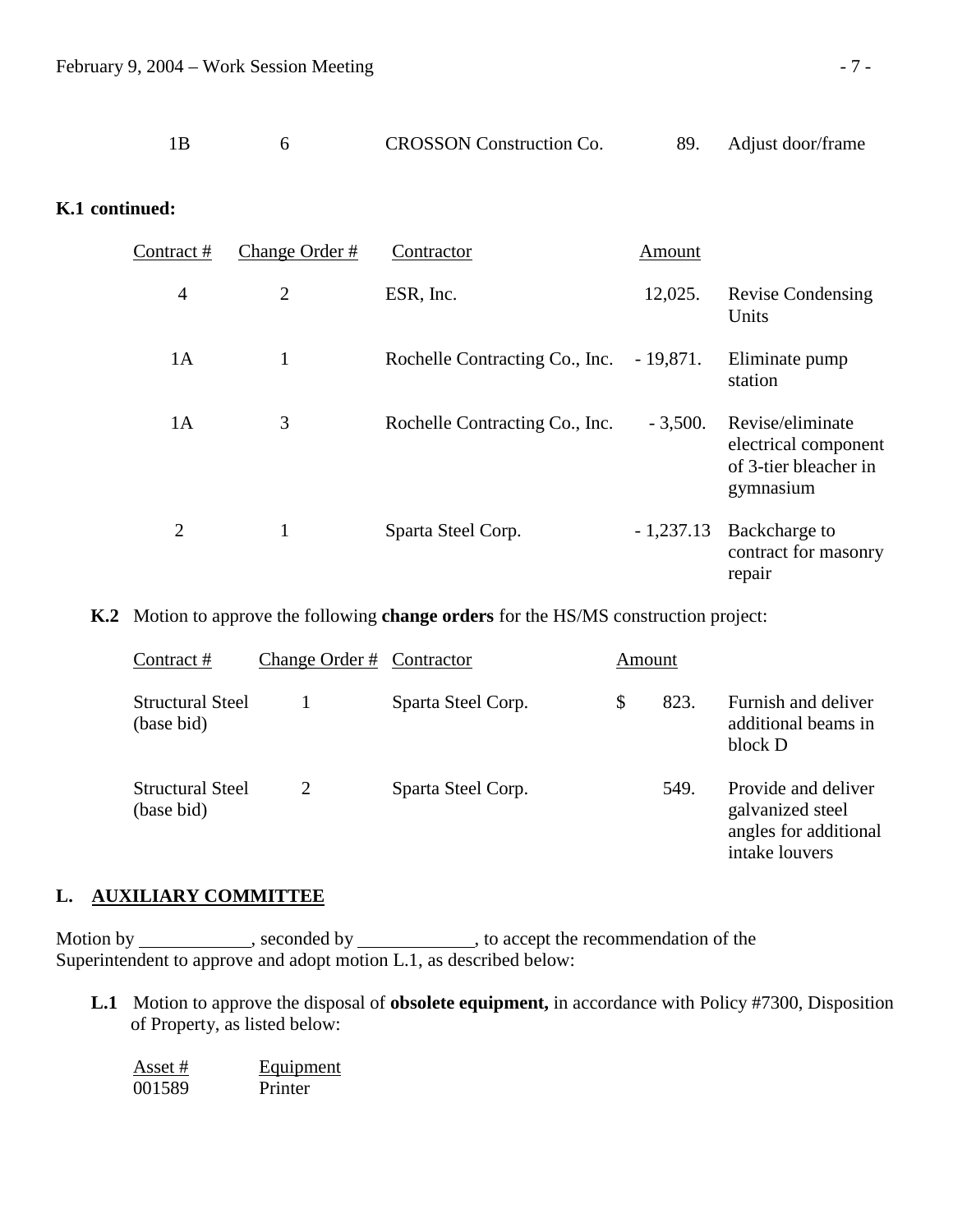| | | | | |
|---|---|---|---|---|
| 1B | 6 | CROSSON Construction Co. | 89. | Adjust door/frame |

**K.1 continued:**

| Contract # | Change Order # | Contractor | Amount | |
|---|---|---|---|---|
| 4 | 2 | ESR, Inc. | 12,025. | Revise Condensing Units |
| 1A | 1 | Rochelle Contracting Co., Inc. | - 19,871. | Eliminate pump station |
| 1A | 3 | Rochelle Contracting Co., Inc. | - 3,500. | Revise/eliminate electrical component of 3-tier bleacher in gymnasium |
| 2 | 1 | Sparta Steel Corp. | - 1,237.13 | Backcharge to contract for masonry repair |

**K.2** Motion to approve the following **change orders** for the HS/MS construction project:

| Contract # | Change Order # | Contractor | Amount | |
|---|---|---|---|---|
| Structural Steel (base bid) | 1 | Sparta Steel Corp. | $ 823. | Furnish and deliver additional beams in block D |
| Structural Steel (base bid) | 2 | Sparta Steel Corp. | 549. | Provide and deliver galvanized steel angles for additional intake louvers |

## L. AUXILIARY COMMITTEE

Motion by ____________, seconded by ____________, to accept the recommendation of the Superintendent to approve and adopt motion L.1, as described below:

**L.1** Motion to approve the disposal of **obsolete equipment,** in accordance with Policy #7300, Disposition of Property, as listed below:

| Asset # | Equipment |
|---|---|
| 001589 | Printer |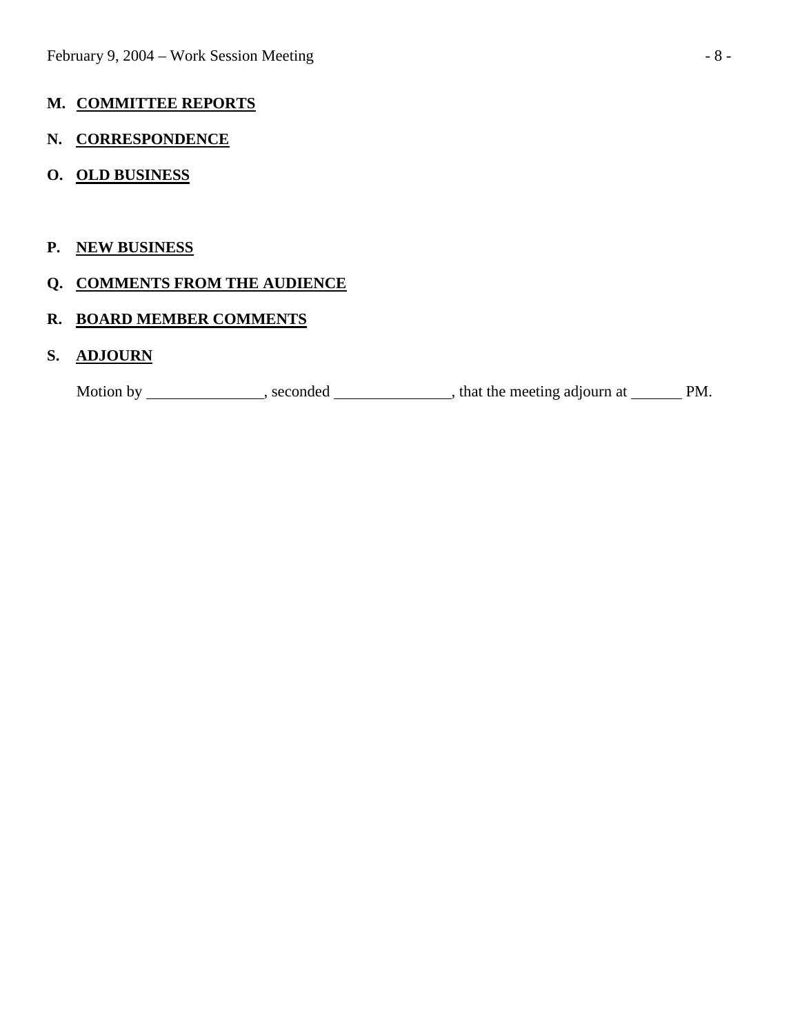**M. COMMITTEE REPORTS**

**N. CORRESPONDENCE**

**O. OLD BUSINESS**

**P. NEW BUSINESS**

**Q. COMMENTS FROM THE AUDIENCE**

**R. BOARD MEMBER COMMENTS**

**S. ADJOURN**

Motion by _______________, seconded _______________, that the meeting adjourn at _______ PM.